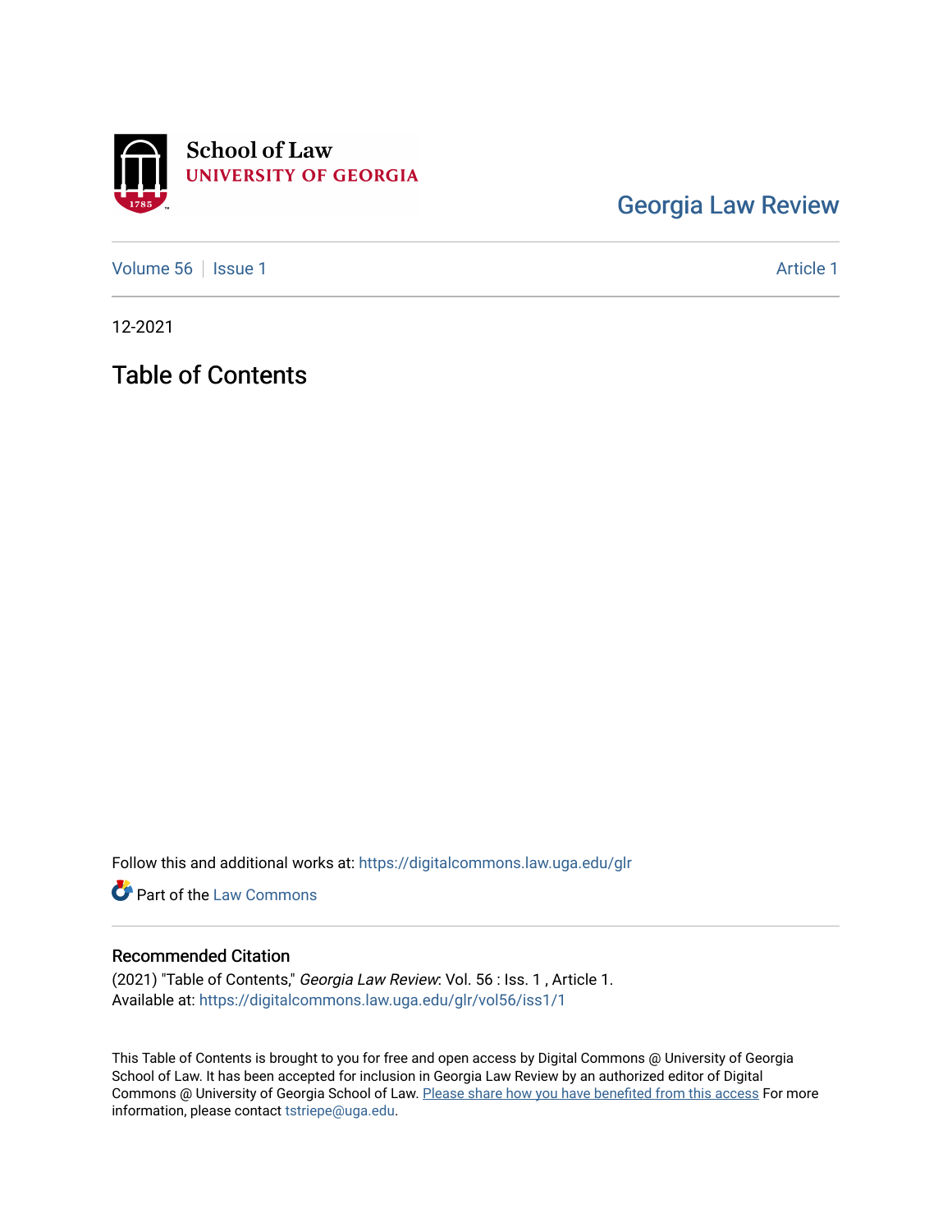School of Law
UNIVERSITY OF GEORGIA

Georgia Law Review

Volume 56 | Issue 1 | Article 1

12-2021

# Table of Contents

Follow this and additional works at: https://digitalcommons.law.uga.edu/glr

Part of the Law Commons

## Recommended Citation

(2021) "Table of Contents," *Georgia Law Review*: Vol. 56 : Iss. 1 , Article 1.
Available at: https://digitalcommons.law.uga.edu/glr/vol56/iss1/1

This Table of Contents is brought to you for free and open access by Digital Commons @ University of Georgia School of Law. It has been accepted for inclusion in Georgia Law Review by an authorized editor of Digital Commons @ University of Georgia School of Law. Please share how you have benefited from this access For more information, please contact tstriepe@uga.edu.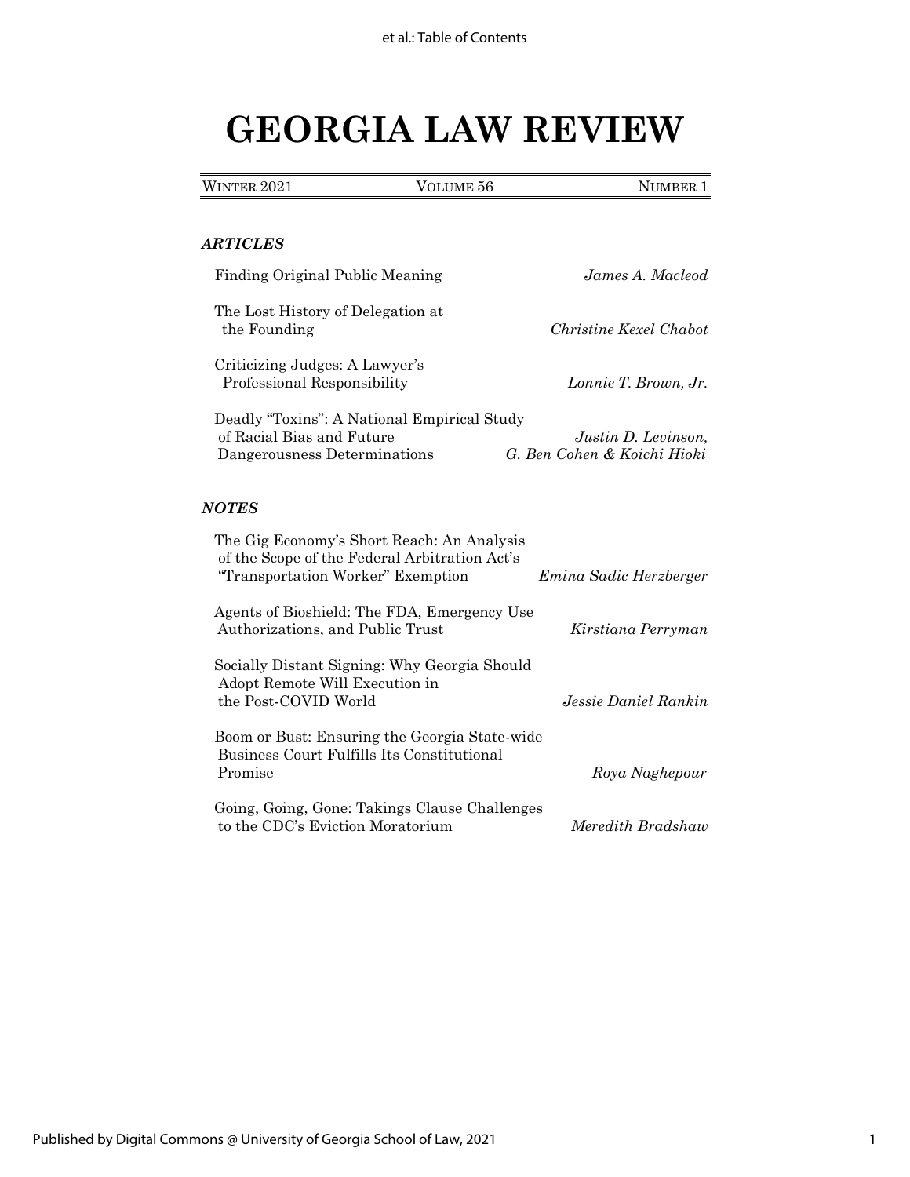# GEORGIA LAW REVIEW

| WINTER 2021 | VOLUME 56 | NUMBER 1 |
|---|---|---|

### *ARTICLES*

Finding Original Public Meaning — *James A. Macleod*

The Lost History of Delegation at the Founding — *Christine Kexel Chabot*

Criticizing Judges: A Lawyer's Professional Responsibility — *Lonnie T. Brown, Jr.*

Deadly "Toxins": A National Empirical Study of Racial Bias and Future Dangerousness Determinations — *Justin D. Levinson, G. Ben Cohen & Koichi Hioki*

### *NOTES*

The Gig Economy's Short Reach: An Analysis of the Scope of the Federal Arbitration Act's "Transportation Worker" Exemption — *Emina Sadic Herzberger*

Agents of Bioshield: The FDA, Emergency Use Authorizations, and Public Trust — *Kirstiana Perryman*

Socially Distant Signing: Why Georgia Should Adopt Remote Will Execution in the Post-COVID World — *Jessie Daniel Rankin*

Boom or Bust: Ensuring the Georgia State-wide Business Court Fulfills Its Constitutional Promise — *Roya Naghepour*

Going, Going, Gone: Takings Clause Challenges to the CDC's Eviction Moratorium — *Meredith Bradshaw*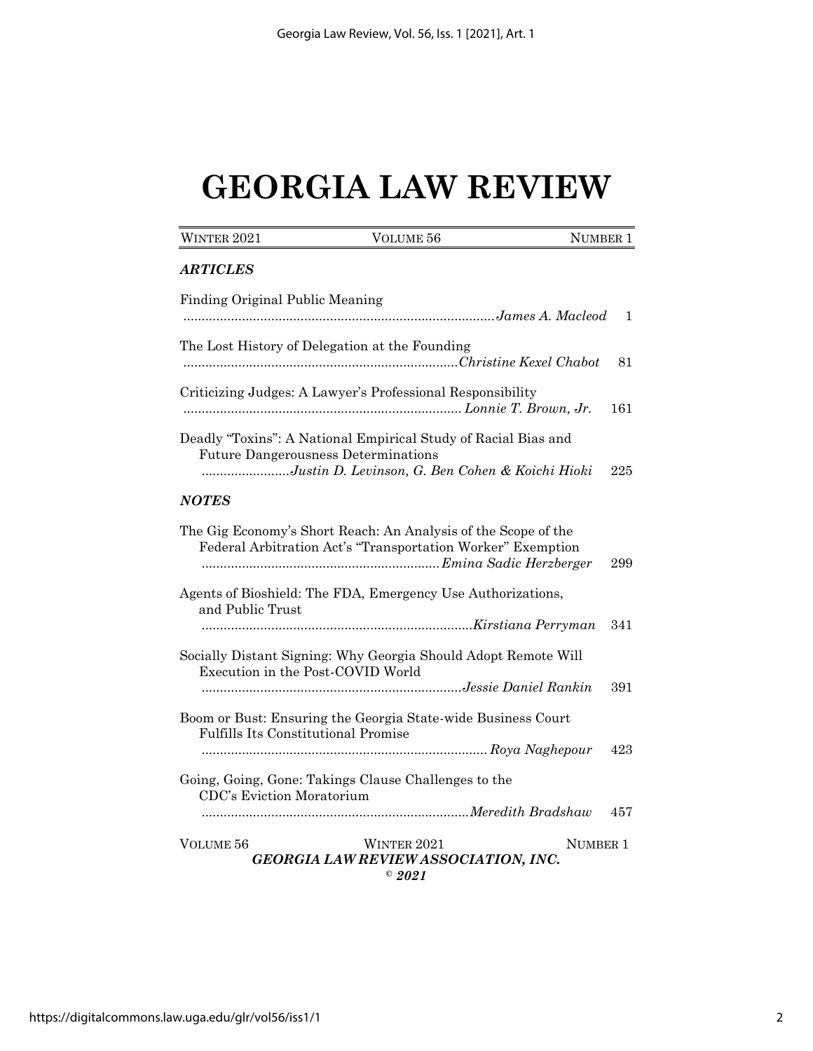# GEORGIA LAW REVIEW

| WINTER 2021 | VOLUME 56 | NUMBER 1 |
| --- | --- | --- |

## *ARTICLES*

Finding Original Public Meaning
.................................................................................... *James A. Macleod* 1

The Lost History of Delegation at the Founding
.......................................................................... *Christine Kexel Chabot* 81

Criticizing Judges: A Lawyer's Professional Responsibility
........................................................................... *Lonnie T. Brown, Jr.* 161

Deadly "Toxins": A National Empirical Study of Racial Bias and Future Dangerousness Determinations
........................*Justin D. Levinson, G. Ben Cohen & Koichi Hioki* 225

## *NOTES*

The Gig Economy's Short Reach: An Analysis of the Scope of the Federal Arbitration Act's "Transportation Worker" Exemption
................................................................ *Emina Sadic Herzberger* 299

Agents of Bioshield: The FDA, Emergency Use Authorizations, and Public Trust
.......................................................................... *Kirstiana Perryman* 341

Socially Distant Signing: Why Georgia Should Adopt Remote Will Execution in the Post-COVID World
....................................................................... *Jessie Daniel Rankin* 391

Boom or Bust: Ensuring the Georgia State-wide Business Court Fulfills Its Constitutional Promise
............................................................................. *Roya Naghepour* 423

Going, Going, Gone: Takings Clause Challenges to the CDC's Eviction Moratorium
......................................................................... *Meredith Bradshaw* 457

VOLUME 56 WINTER 2021 NUMBER 1

***GEORGIA LAW REVIEW ASSOCIATION, INC.***

***© 2021***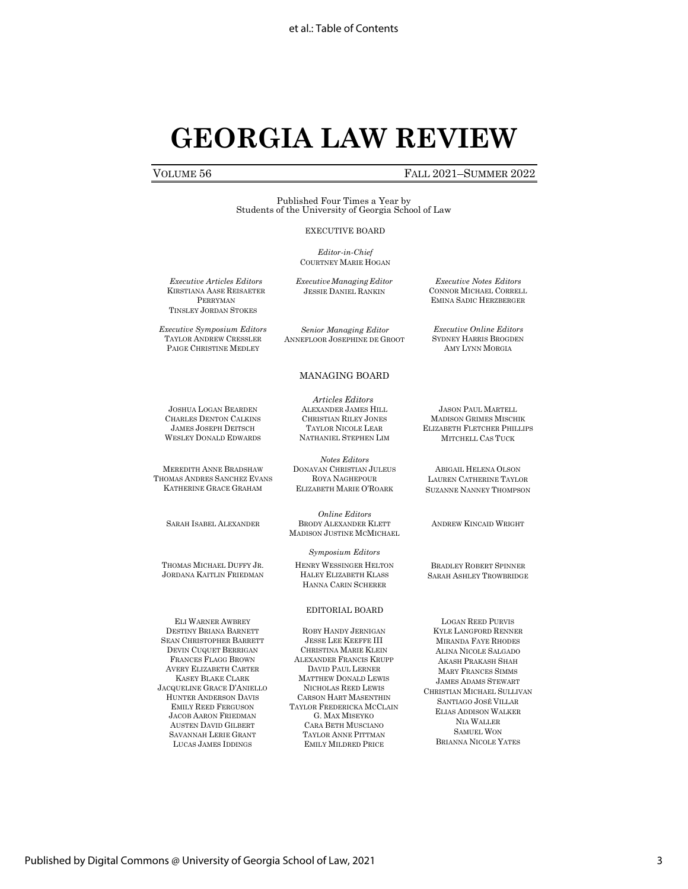# GEORGIA LAW REVIEW

VOLUME 56 FALL 2021–SUMMER 2022

Published Four Times a Year by
Students of the University of Georgia School of Law

EXECUTIVE BOARD

*Editor-in-Chief*
COURTNEY MARIE HOGAN

*Executive Articles Editors*
KIRSTIANA AASE REISAETER PERRYMAN
TINSLEY JORDAN STOKES

*Executive Managing Editor*
JESSIE DANIEL RANKIN

*Executive Notes Editors*
CONNOR MICHAEL CORRELL
EMINA SADIC HERZBERGER

*Executive Symposium Editors*
TAYLOR ANDREW CRESSLER
PAIGE CHRISTINE MEDLEY

*Senior Managing Editor*
ANNEFLOOR JOSEPHINE DE GROOT

*Executive Online Editors*
SYDNEY HARRIS BROGDEN
AMY LYNN MORGIA

MANAGING BOARD

*Articles Editors*

JOSHUA LOGAN BEARDEN
CHARLES DENTON CALKINS
JAMES JOSEPH DEITSCH
WESLEY DONALD EDWARDS
ALEXANDER JAMES HILL
CHRISTIAN RILEY JONES
TAYLOR NICOLE LEAR
NATHANIEL STEPHEN LIM
JASON PAUL MARTELL
MADISON GRIMES MISCHIK
ELIZABETH FLETCHER PHILLIPS
MITCHELL CAS TUCK

*Notes Editors*

MEREDITH ANNE BRADSHAW
THOMAS ANDRES SANCHEZ EVANS
KATHERINE GRACE GRAHAM
DONAVAN CHRISTIAN JULEUS
ROYA NAGHEPOUR
ELIZABETH MARIE O'ROARK
ABIGAIL HELENA OLSON
LAUREN CATHERINE TAYLOR
SUZANNE NANNEY THOMPSON

*Online Editors*

SARAH ISABEL ALEXANDER
BRODY ALEXANDER KLETT
MADISON JUSTINE MCMICHAEL
ANDREW KINCAID WRIGHT

*Symposium Editors*

THOMAS MICHAEL DUFFY JR.
JORDANA KAITLIN FRIEDMAN
HENRY WESSINGER HELTON
HALEY ELIZABETH KLASS
HANNA CARIN SCHERER
BRADLEY ROBERT SPINNER
SARAH ASHLEY TROWBRIDGE

EDITORIAL BOARD

ELI WARNER AWBREY
DESTINY BRIANA BARNETT
SEAN CHRISTOPHER BARRETT
DEVIN CUQUET BERRIGAN
FRANCES FLAGG BROWN
AVERY ELIZABETH CARTER
KASEY BLAKE CLARK
JACQUELINE GRACE D'ANIELLO
HUNTER ANDERSON DAVIS
EMILY REED FERGUSON
JACOB AARON FRIEDMAN
AUSTEN DAVID GILBERT
SAVANNAH LERIE GRANT
LUCAS JAMES IDDINGS
ROBY HANDY JERNIGAN
JESSE LEE KEEFFE III
CHRISTINA MARIE KLEIN
ALEXANDER FRANCIS KRUPP
DAVID PAUL LERNER
MATTHEW DONALD LEWIS
NICHOLAS REED LEWIS
CARSON HART MASENTHIN
TAYLOR FREDERICKA MCCLAIN
G. MAX MISEYKO
CARA BETH MUSCIANO
TAYLOR ANNE PITTMAN
EMILY MILDRED PRICE
LOGAN REED PURVIS
KYLE LANGFORD RENNER
MIRANDA FAYE RHODES
ALINA NICOLE SALGADO
AKASH PRAKASH SHAH
MARY FRANCES SIMMS
JAMES ADAMS STEWART
CHRISTIAN MICHAEL SULLIVAN
SANTIAGO JOSÉ VILLAR
ELIAS ADDISON WALKER
NIA WALLER
SAMUEL WON
BRIANNA NICOLE YATES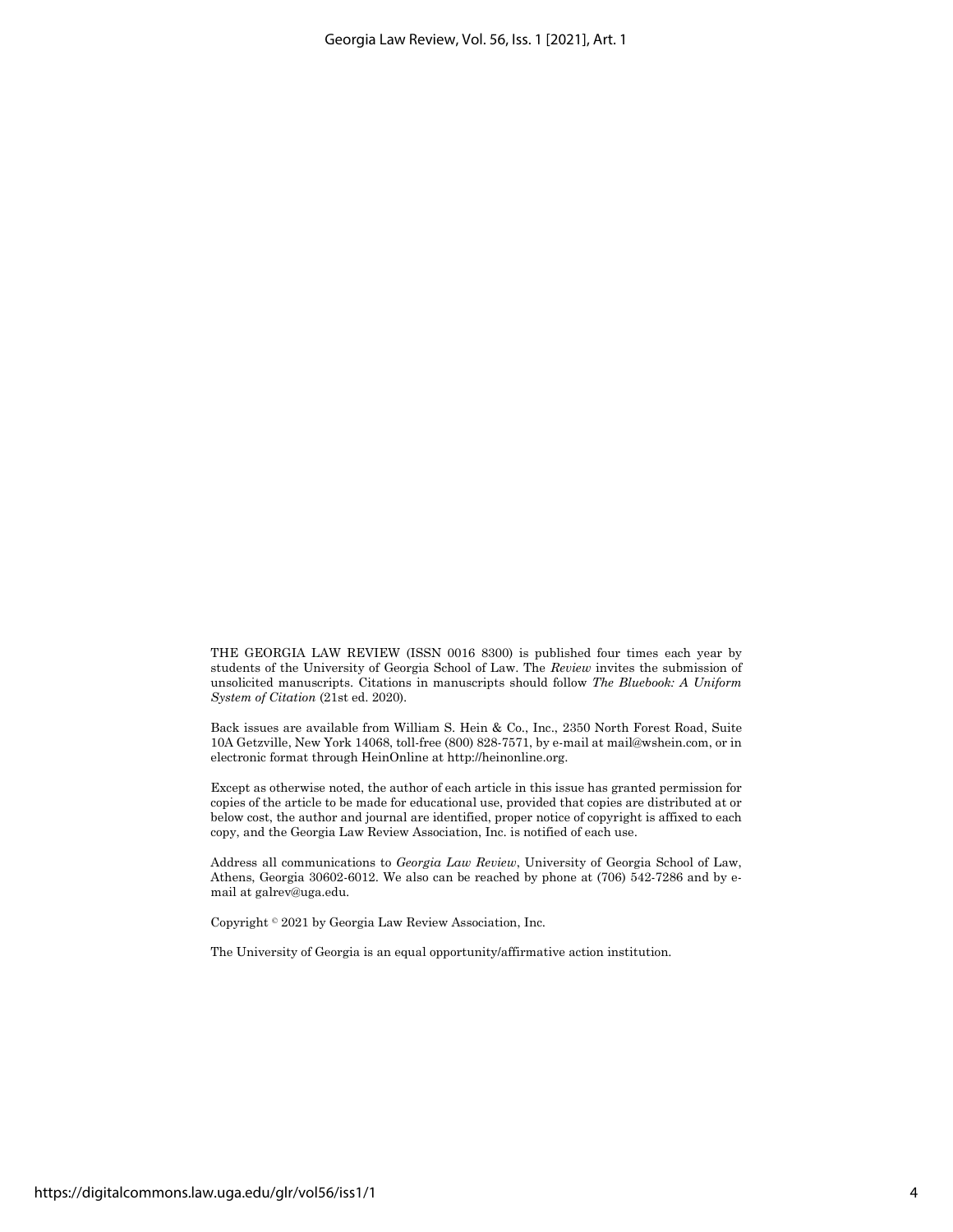THE GEORGIA LAW REVIEW (ISSN 0016 8300) is published four times each year by students of the University of Georgia School of Law. The *Review* invites the submission of unsolicited manuscripts. Citations in manuscripts should follow *The Bluebook: A Uniform System of Citation* (21st ed. 2020).

Back issues are available from William S. Hein & Co., Inc., 2350 North Forest Road, Suite 10A Getzville, New York 14068, toll-free (800) 828-7571, by e-mail at mail@wshein.com, or in electronic format through HeinOnline at http://heinonline.org.

Except as otherwise noted, the author of each article in this issue has granted permission for copies of the article to be made for educational use, provided that copies are distributed at or below cost, the author and journal are identified, proper notice of copyright is affixed to each copy, and the Georgia Law Review Association, Inc. is notified of each use.

Address all communications to *Georgia Law Review*, University of Georgia School of Law, Athens, Georgia 30602-6012. We also can be reached by phone at (706) 542-7286 and by e-mail at galrev@uga.edu.

Copyright © 2021 by Georgia Law Review Association, Inc.

The University of Georgia is an equal opportunity/affirmative action institution.